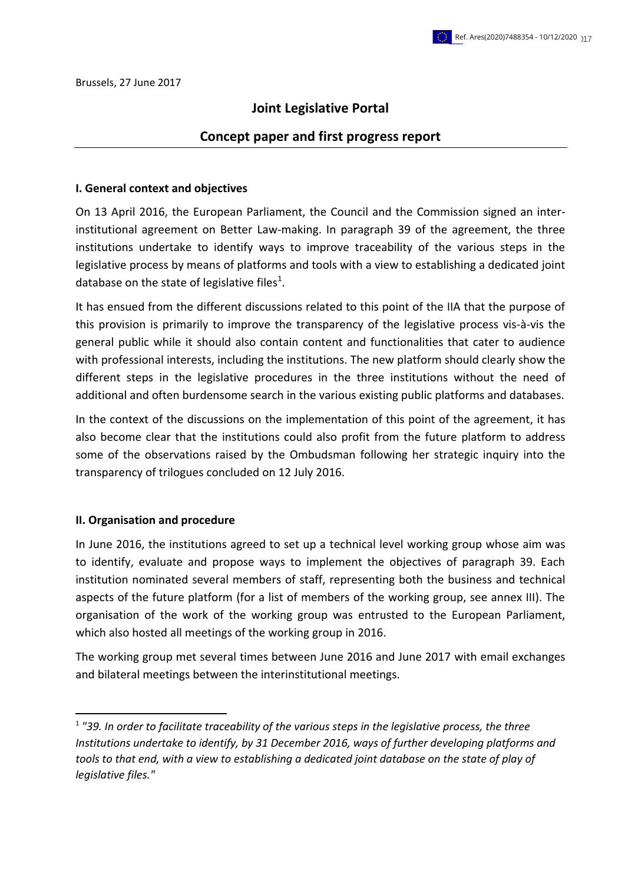Brussels, 27 June 2017

# Joint Legislative Portal

## Concept paper and first progress report

### I. General context and objectives

On 13 April 2016, the European Parliament, the Council and the Commission signed an inter-institutional agreement on Better Law-making. In paragraph 39 of the agreement, the three institutions undertake to identify ways to improve traceability of the various steps in the legislative process by means of platforms and tools with a view to establishing a dedicated joint database on the state of legislative files[1].

It has ensued from the different discussions related to this point of the IIA that the purpose of this provision is primarily to improve the transparency of the legislative process vis-à-vis the general public while it should also contain content and functionalities that cater to audience with professional interests, including the institutions. The new platform should clearly show the different steps in the legislative procedures in the three institutions without the need of additional and often burdensome search in the various existing public platforms and databases.

In the context of the discussions on the implementation of this point of the agreement, it has also become clear that the institutions could also profit from the future platform to address some of the observations raised by the Ombudsman following her strategic inquiry into the transparency of trilogues concluded on 12 July 2016.

### II. Organisation and procedure

In June 2016, the institutions agreed to set up a technical level working group whose aim was to identify, evaluate and propose ways to implement the objectives of paragraph 39. Each institution nominated several members of staff, representing both the business and technical aspects of the future platform (for a list of members of the working group, see annex III). The organisation of the work of the working group was entrusted to the European Parliament, which also hosted all meetings of the working group in 2016.

The working group met several times between June 2016 and June 2017 with email exchanges and bilateral meetings between the interinstitutional meetings.

---

[1] *"39. In order to facilitate traceability of the various steps in the legislative process, the three Institutions undertake to identify, by 31 December 2016, ways of further developing platforms and tools to that end, with a view to establishing a dedicated joint database on the state of play of legislative files."*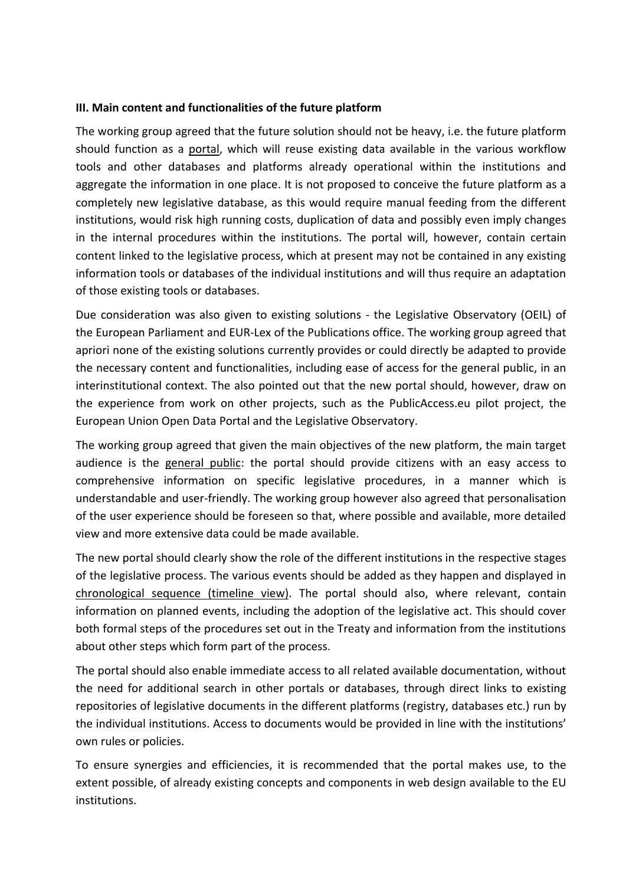### III. Main content and functionalities of the future platform

The working group agreed that the future solution should not be heavy, i.e. the future platform should function as a portal, which will reuse existing data available in the various workflow tools and other databases and platforms already operational within the institutions and aggregate the information in one place. It is not proposed to conceive the future platform as a completely new legislative database, as this would require manual feeding from the different institutions, would risk high running costs, duplication of data and possibly even imply changes in the internal procedures within the institutions. The portal will, however, contain certain content linked to the legislative process, which at present may not be contained in any existing information tools or databases of the individual institutions and will thus require an adaptation of those existing tools or databases.

Due consideration was also given to existing solutions - the Legislative Observatory (OEIL) of the European Parliament and EUR-Lex of the Publications office. The working group agreed that apriori none of the existing solutions currently provides or could directly be adapted to provide the necessary content and functionalities, including ease of access for the general public, in an interinstitutional context. The also pointed out that the new portal should, however, draw on the experience from work on other projects, such as the PublicAccess.eu pilot project, the European Union Open Data Portal and the Legislative Observatory.

The working group agreed that given the main objectives of the new platform, the main target audience is the general public: the portal should provide citizens with an easy access to comprehensive information on specific legislative procedures, in a manner which is understandable and user-friendly. The working group however also agreed that personalisation of the user experience should be foreseen so that, where possible and available, more detailed view and more extensive data could be made available.

The new portal should clearly show the role of the different institutions in the respective stages of the legislative process. The various events should be added as they happen and displayed in chronological sequence (timeline view). The portal should also, where relevant, contain information on planned events, including the adoption of the legislative act. This should cover both formal steps of the procedures set out in the Treaty and information from the institutions about other steps which form part of the process.

The portal should also enable immediate access to all related available documentation, without the need for additional search in other portals or databases, through direct links to existing repositories of legislative documents in the different platforms (registry, databases etc.) run by the individual institutions. Access to documents would be provided in line with the institutions' own rules or policies.

To ensure synergies and efficiencies, it is recommended that the portal makes use, to the extent possible, of already existing concepts and components in web design available to the EU institutions.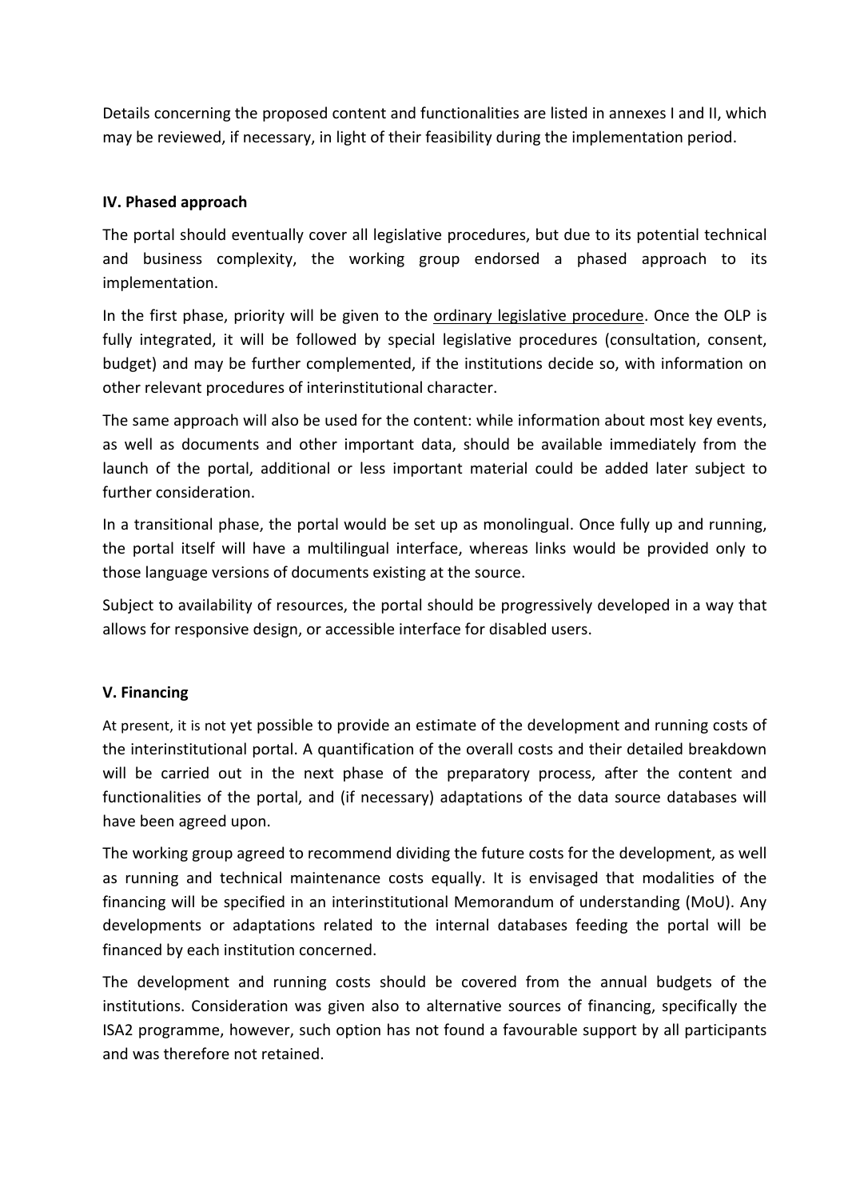Details concerning the proposed content and functionalities are listed in annexes I and II, which may be reviewed, if necessary, in light of their feasibility during the implementation period.

## IV. Phased approach

The portal should eventually cover all legislative procedures, but due to its potential technical and business complexity, the working group endorsed a phased approach to its implementation.

In the first phase, priority will be given to the ordinary legislative procedure. Once the OLP is fully integrated, it will be followed by special legislative procedures (consultation, consent, budget) and may be further complemented, if the institutions decide so, with information on other relevant procedures of interinstitutional character.

The same approach will also be used for the content: while information about most key events, as well as documents and other important data, should be available immediately from the launch of the portal, additional or less important material could be added later subject to further consideration.

In a transitional phase, the portal would be set up as monolingual. Once fully up and running, the portal itself will have a multilingual interface, whereas links would be provided only to those language versions of documents existing at the source.

Subject to availability of resources, the portal should be progressively developed in a way that allows for responsive design, or accessible interface for disabled users.

## V. Financing

At present, it is not yet possible to provide an estimate of the development and running costs of the interinstitutional portal. A quantification of the overall costs and their detailed breakdown will be carried out in the next phase of the preparatory process, after the content and functionalities of the portal, and (if necessary) adaptations of the data source databases will have been agreed upon.

The working group agreed to recommend dividing the future costs for the development, as well as running and technical maintenance costs equally. It is envisaged that modalities of the financing will be specified in an interinstitutional Memorandum of understanding (MoU). Any developments or adaptations related to the internal databases feeding the portal will be financed by each institution concerned.

The development and running costs should be covered from the annual budgets of the institutions. Consideration was given also to alternative sources of financing, specifically the ISA2 programme, however, such option has not found a favourable support by all participants and was therefore not retained.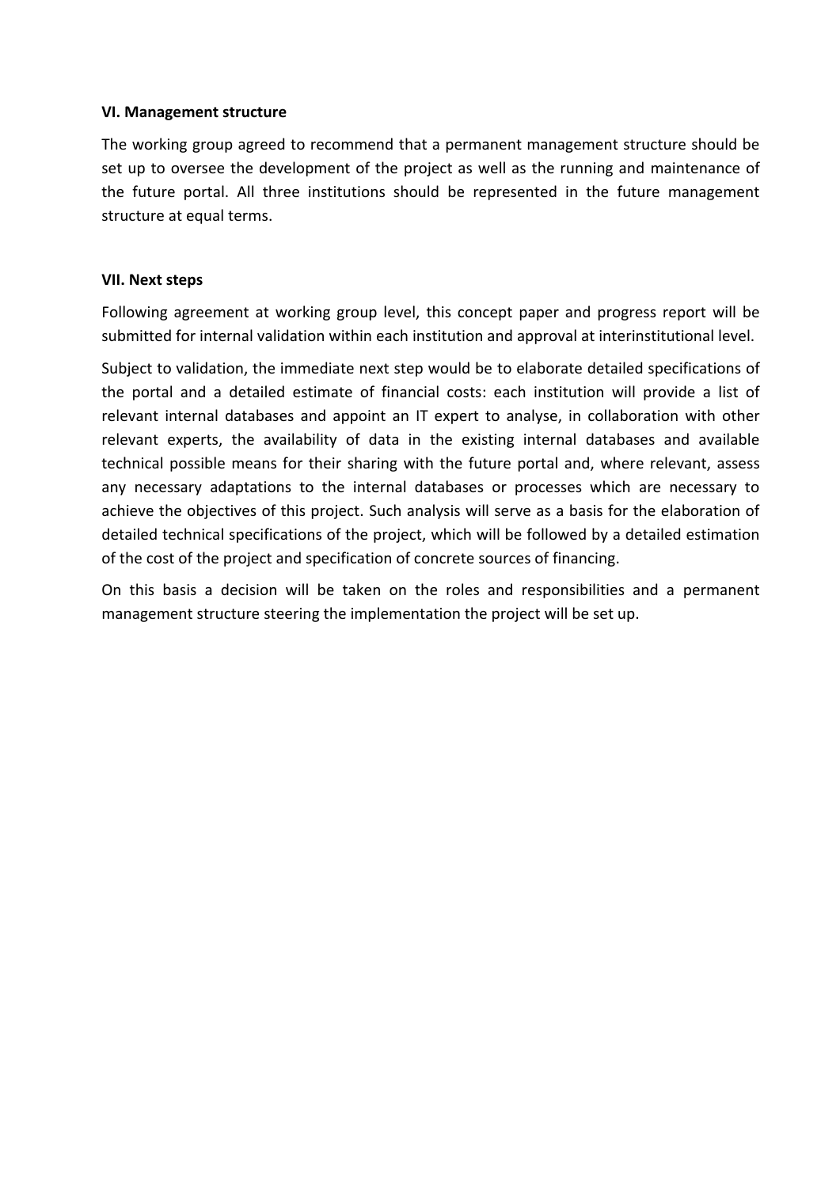### VI. Management structure

The working group agreed to recommend that a permanent management structure should be set up to oversee the development of the project as well as the running and maintenance of the future portal. All three institutions should be represented in the future management structure at equal terms.

### VII. Next steps

Following agreement at working group level, this concept paper and progress report will be submitted for internal validation within each institution and approval at interinstitutional level.

Subject to validation, the immediate next step would be to elaborate detailed specifications of the portal and a detailed estimate of financial costs: each institution will provide a list of relevant internal databases and appoint an IT expert to analyse, in collaboration with other relevant experts, the availability of data in the existing internal databases and available technical possible means for their sharing with the future portal and, where relevant, assess any necessary adaptations to the internal databases or processes which are necessary to achieve the objectives of this project. Such analysis will serve as a basis for the elaboration of detailed technical specifications of the project, which will be followed by a detailed estimation of the cost of the project and specification of concrete sources of financing.

On this basis a decision will be taken on the roles and responsibilities and a permanent management structure steering the implementation the project will be set up.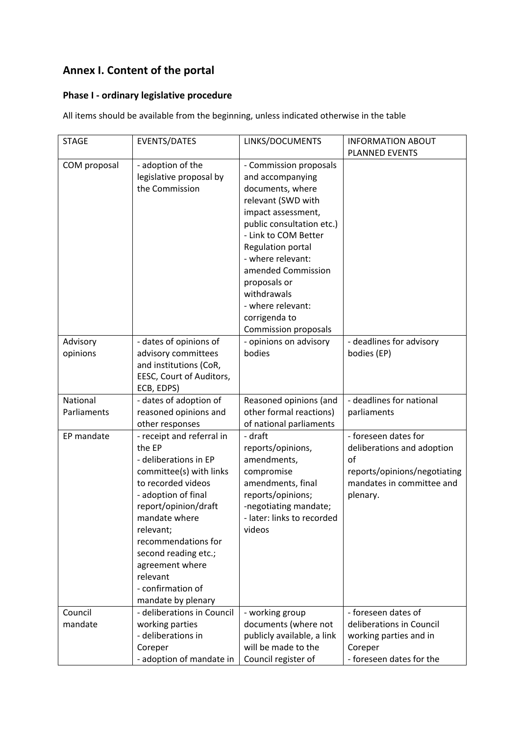## Annex I. Content of the portal

### Phase I - ordinary legislative procedure

All items should be available from the beginning, unless indicated otherwise in the table

| STAGE | EVENTS/DATES | LINKS/DOCUMENTS | INFORMATION ABOUT PLANNED EVENTS |
|---|---|---|---|
| COM proposal | - adoption of the legislative proposal by the Commission | - Commission proposals and accompanying documents, where relevant (SWD with impact assessment, public consultation etc.)<br>- Link to COM Better Regulation portal<br>- where relevant: amended Commission proposals or withdrawals<br>- where relevant: corrigenda to Commission proposals | |
| Advisory opinions | - dates of opinions of advisory committees and institutions (CoR, EESC, Court of Auditors, ECB, EDPS) | - opinions on advisory bodies | - deadlines for advisory bodies (EP) |
| National Parliaments | - dates of adoption of reasoned opinions and other responses | Reasoned opinions (and other formal reactions) of national parliaments | - deadlines for national parliaments |
| EP mandate | - receipt and referral in the EP<br>- deliberations in EP committee(s) with links to recorded videos<br>- adoption of final report/opinion/draft mandate where relevant; recommendations for second reading etc.; agreement where relevant<br>- confirmation of mandate by plenary | - draft reports/opinions, amendments, compromise amendments, final reports/opinions;<br>-negotiating mandate;<br>- later: links to recorded videos | - foreseen dates for deliberations and adoption of reports/opinions/negotiating mandates in committee and plenary. |
| Council mandate | - deliberations in Council working parties<br>- deliberations in Coreper<br>- adoption of mandate in | - working group documents (where not publicly available, a link will be made to the Council register of | - foreseen dates of deliberations in Council working parties and in Coreper<br>- foreseen dates for the |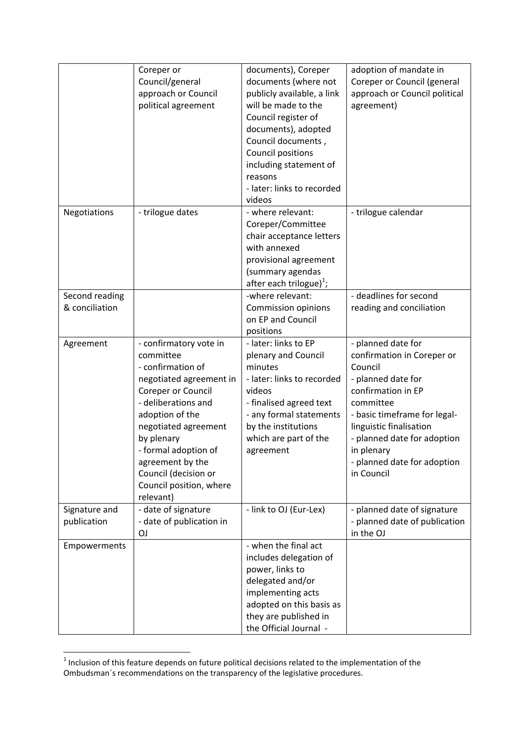| | | | |
|---|---|---|---|
| | Coreper or Council/general approach or Council political agreement | documents), Coreper documents (where not publicly available, a link will be made to the Council register of documents), adopted Council documents , Council positions including statement of reasons<br>- later: links to recorded videos | adoption of mandate in Coreper or Council (general approach or Council political agreement) |
| Negotiations | - trilogue dates | - where relevant: Coreper/Committee chair acceptance letters with annexed provisional agreement (summary agendas after each trilogue)[1]; | - trilogue calendar |
| Second reading & conciliation | | -where relevant: Commission opinions on EP and Council positions | - deadlines for second reading and conciliation |
| Agreement | - confirmatory vote in committee<br>- confirmation of negotiated agreement in Coreper or Council<br>- deliberations and adoption of the negotiated agreement by plenary<br>- formal adoption of agreement by the Council (decision or Council position, where relevant) | - later: links to EP plenary and Council minutes<br>- later: links to recorded videos<br>- finalised agreed text<br>- any formal statements by the institutions which are part of the agreement | - planned date for confirmation in Coreper or Council<br>- planned date for confirmation in EP committee<br>- basic timeframe for legal-linguistic finalisation<br>- planned date for adoption in plenary<br>- planned date for adoption in Council |
| Signature and publication | - date of signature<br>- date of publication in OJ | - link to OJ (Eur-Lex) | - planned date of signature<br>- planned date of publication in the OJ |
| Empowerments | | - when the final act includes delegation of power, links to delegated and/or implementing acts adopted on this basis as they are published in the Official Journal - | |

[1] Inclusion of this feature depends on future political decisions related to the implementation of the Ombudsman´s recommendations on the transparency of the legislative procedures.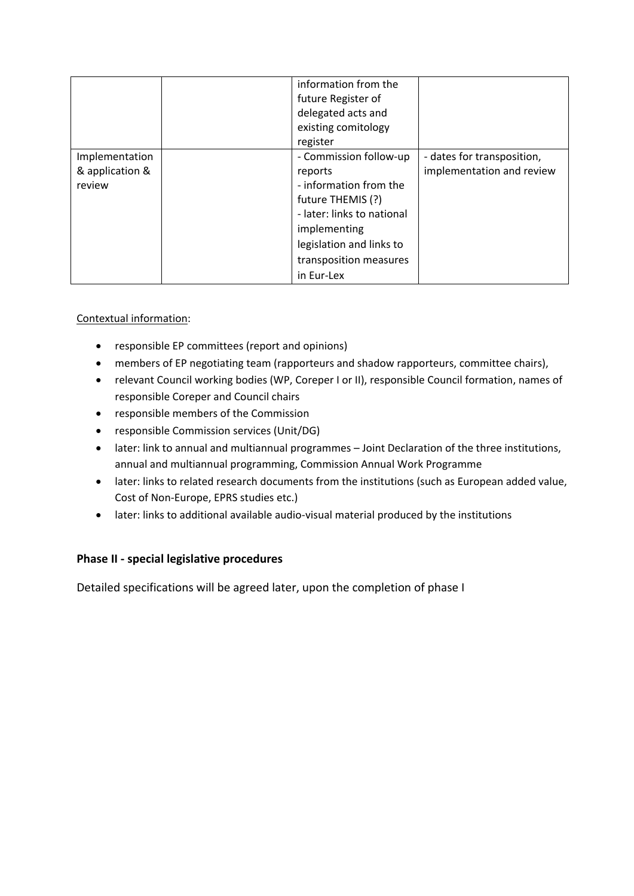| | | | |
|---|---|---|---|
| | | information from the future Register of delegated acts and existing comitology register | |
| Implementation & application & review | | - Commission follow-up reports<br>- information from the future THEMIS (?)<br>- later: links to national implementing legislation and links to transposition measures in Eur-Lex | - dates for transposition, implementation and review |

Contextual information:

- responsible EP committees (report and opinions)
- members of EP negotiating team (rapporteurs and shadow rapporteurs, committee chairs),
- relevant Council working bodies (WP, Coreper I or II), responsible Council formation, names of responsible Coreper and Council chairs
- responsible members of the Commission
- responsible Commission services (Unit/DG)
- later: link to annual and multiannual programmes – Joint Declaration of the three institutions, annual and multiannual programming, Commission Annual Work Programme
- later: links to related research documents from the institutions (such as European added value, Cost of Non-Europe, EPRS studies etc.)
- later: links to additional available audio-visual material produced by the institutions

**Phase II - special legislative procedures**

Detailed specifications will be agreed later, upon the completion of phase I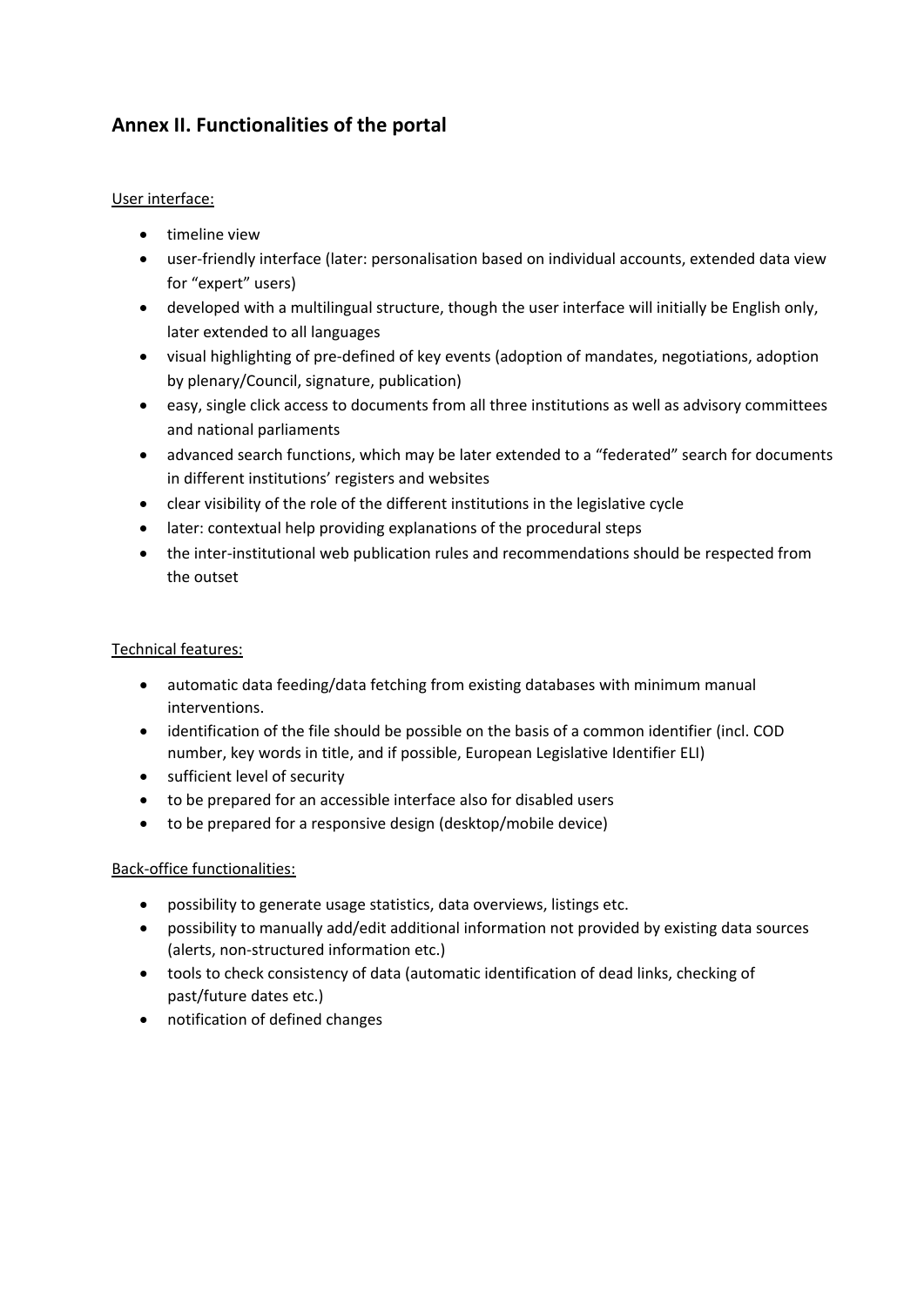## Annex II. Functionalities of the portal

User interface:

- timeline view
- user-friendly interface (later: personalisation based on individual accounts, extended data view for "expert" users)
- developed with a multilingual structure, though the user interface will initially be English only, later extended to all languages
- visual highlighting of pre-defined of key events (adoption of mandates, negotiations, adoption by plenary/Council, signature, publication)
- easy, single click access to documents from all three institutions as well as advisory committees and national parliaments
- advanced search functions, which may be later extended to a "federated" search for documents in different institutions' registers and websites
- clear visibility of the role of the different institutions in the legislative cycle
- later: contextual help providing explanations of the procedural steps
- the inter-institutional web publication rules and recommendations should be respected from the outset

Technical features:

- automatic data feeding/data fetching from existing databases with minimum manual interventions.
- identification of the file should be possible on the basis of a common identifier (incl. COD number, key words in title, and if possible, European Legislative Identifier ELI)
- sufficient level of security
- to be prepared for an accessible interface also for disabled users
- to be prepared for a responsive design (desktop/mobile device)

Back-office functionalities:

- possibility to generate usage statistics, data overviews, listings etc.
- possibility to manually add/edit additional information not provided by existing data sources (alerts, non-structured information etc.)
- tools to check consistency of data (automatic identification of dead links, checking of past/future dates etc.)
- notification of defined changes